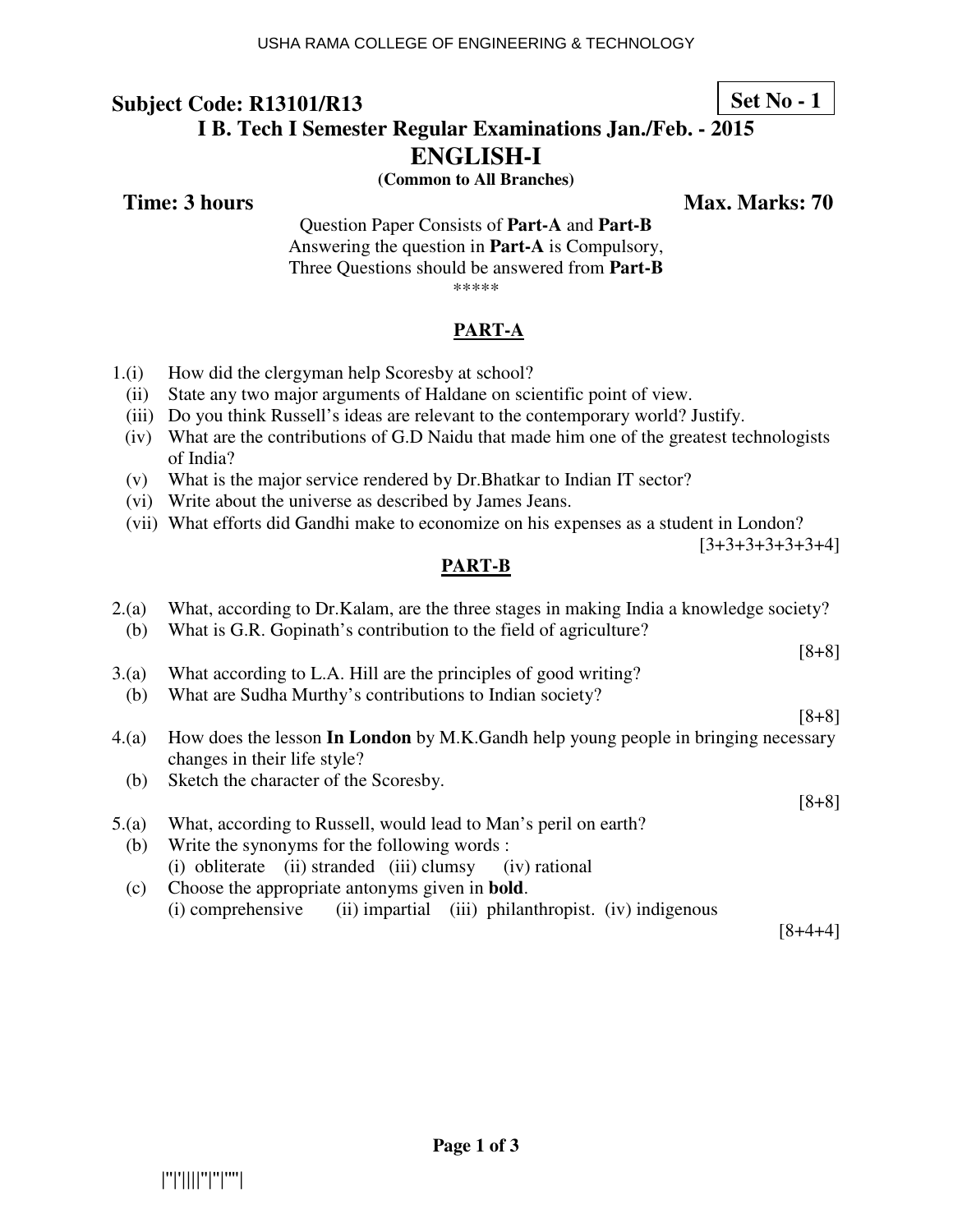**Subject Code: R13101/R13**

**Set No - 1**

**I B. Tech I Semester Regular Examinations Jan./Feb. - 2015**

# ENGLISH-I

**(Common to All Branches)**

**Time: 3 hours** **Max. Marks: 70**

Question Paper Consists of **Part-A** and **Part-B**
Answering the question in **Part-A** is Compulsory,
Three Questions should be answered from **Part-B**

*****

## PART-A

1.(i) How did the clergyman help Scoresby at school?
(ii) State any two major arguments of Haldane on scientific point of view.
(iii) Do you think Russell's ideas are relevant to the contemporary world? Justify.
(iv) What are the contributions of G.D Naidu that made him one of the greatest technologists of India?
(v) What is the major service rendered by Dr.Bhatkar to Indian IT sector?
(vi) Write about the universe as described by James Jeans.
(vii) What efforts did Gandhi make to economize on his expenses as a student in London?

[3+3+3+3+3+3+4]

## PART-B

2.(a) What, according to Dr.Kalam, are the three stages in making India a knowledge society?
(b) What is G.R. Gopinath's contribution to the field of agriculture?

[8+8]

3.(a) What according to L.A. Hill are the principles of good writing?
(b) What are Sudha Murthy's contributions to Indian society?

[8+8]

4.(a) How does the lesson **In London** by M.K.Gandh help young people in bringing necessary changes in their life style?
(b) Sketch the character of the Scoresby.

[8+8]

5.(a) What, according to Russell, would lead to Man's peril on earth?
(b) Write the synonyms for the following words :
(i) obliterate (ii) stranded (iii) clumsy (iv) rational
(c) Choose the appropriate antonyms given in **bold**.
(i) comprehensive (ii) impartial (iii) philanthropist. (iv) indigenous

[8+4+4]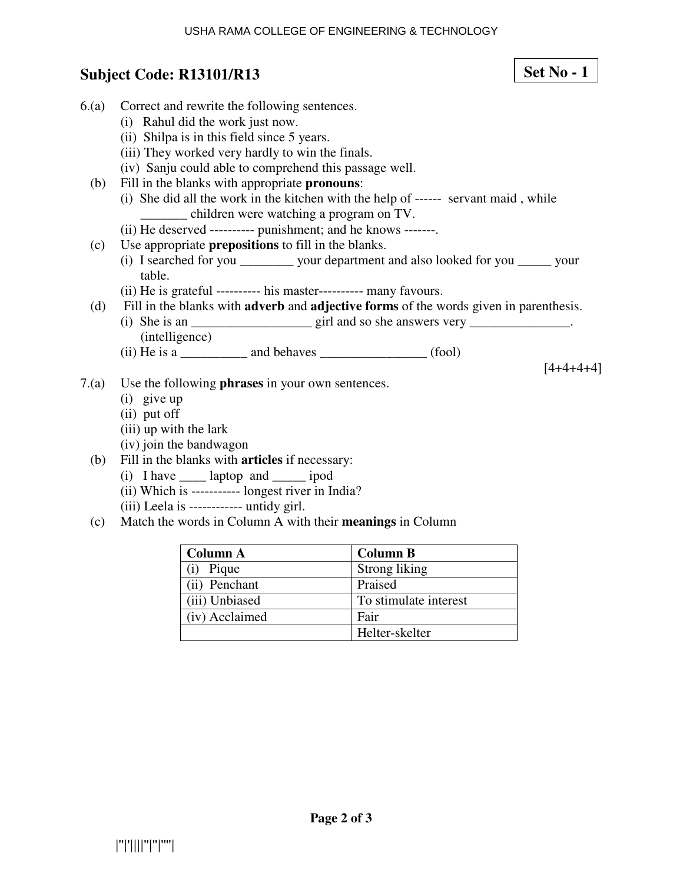## Subject Code: R13101/R13

**Set No - 1**

6.(a) Correct and rewrite the following sentences.

(i) Rahul did the work just now.
(ii) Shilpa is in this field since 5 years.
(iii) They worked very hardly to win the finals.
(iv) Sanju could able to comprehend this passage well.

(b) Fill in the blanks with appropriate **pronouns**:

(i) She did all the work in the kitchen with the help of ------ servant maid , while _______ children were watching a program on TV.
(ii) He deserved ---------- punishment; and he knows -------.

(c) Use appropriate **prepositions** to fill in the blanks.

(i) I searched for you ________ your department and also looked for you _____ your table.
(ii) He is grateful ---------- his master---------- many favours.

(d) Fill in the blanks with **adverb** and **adjective forms** of the words given in parenthesis.

(i) She is an __________________ girl and so she answers very _______________. (intelligence)
(ii) He is a __________ and behaves ________________ (fool)

[4+4+4+4]

7.(a) Use the following **phrases** in your own sentences.

(i) give up
(ii) put off
(iii) up with the lark
(iv) join the bandwagon

(b) Fill in the blanks with **articles** if necessary:

(i) I have ____ laptop and _____ ipod
(ii) Which is ----------- longest river in India?
(iii) Leela is ------------ untidy girl.

(c) Match the words in Column A with their **meanings** in Column

| Column A | Column B |
|---|---|
| (i) Pique | Strong liking |
| (ii) Penchant | Praised |
| (iii) Unbiased | To stimulate interest |
| (iv) Acclaimed | Fair |
| | Helter-skelter |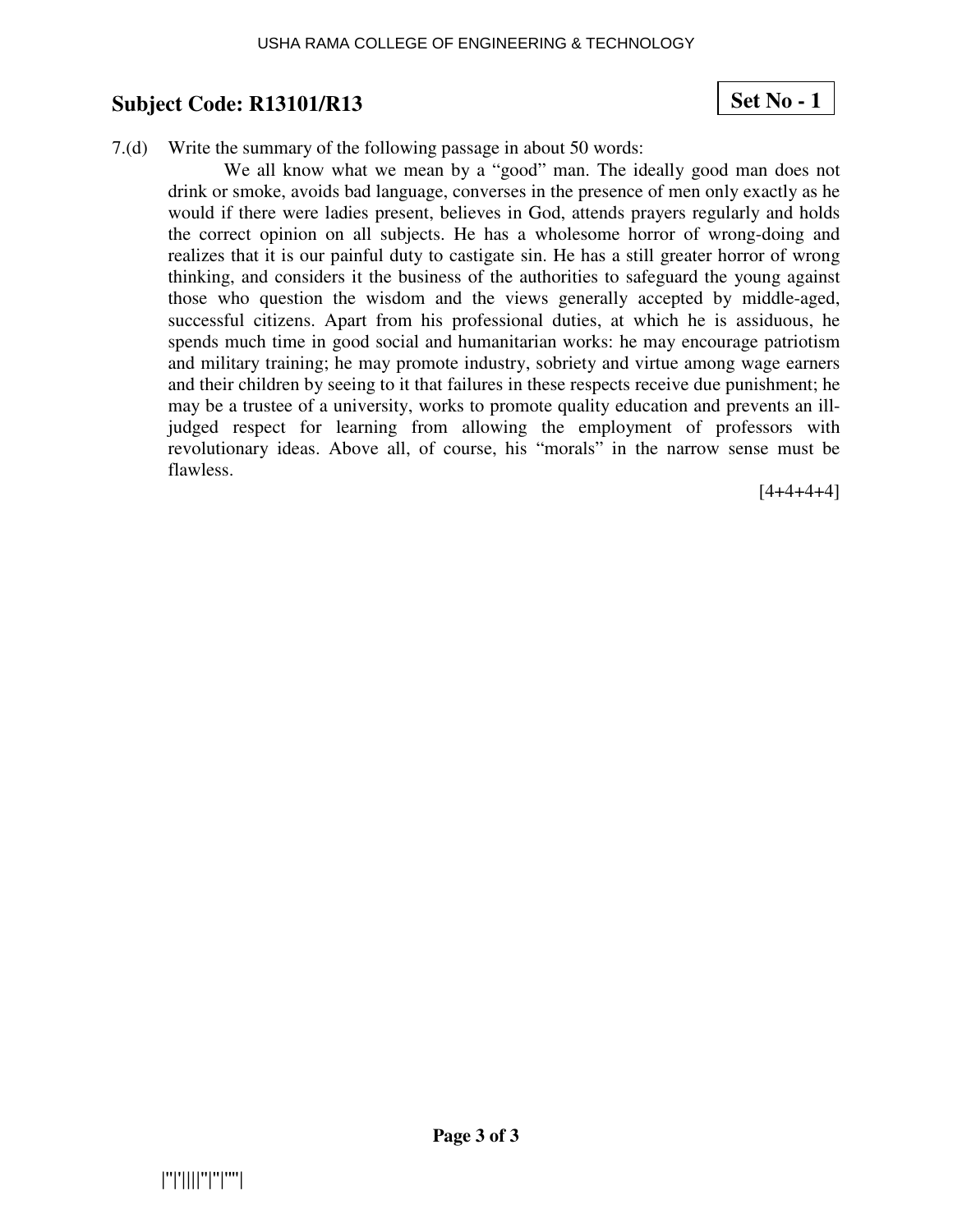## Subject Code: R13101/R13

**Set No - 1**

7.(d) Write the summary of the following passage in about 50 words:

We all know what we mean by a "good" man. The ideally good man does not drink or smoke, avoids bad language, converses in the presence of men only exactly as he would if there were ladies present, believes in God, attends prayers regularly and holds the correct opinion on all subjects. He has a wholesome horror of wrong-doing and realizes that it is our painful duty to castigate sin. He has a still greater horror of wrong thinking, and considers it the business of the authorities to safeguard the young against those who question the wisdom and the views generally accepted by middle-aged, successful citizens. Apart from his professional duties, at which he is assiduous, he spends much time in good social and humanitarian works: he may encourage patriotism and military training; he may promote industry, sobriety and virtue among wage earners and their children by seeing to it that failures in these respects receive due punishment; he may be a trustee of a university, works to promote quality education and prevents an ill-judged respect for learning from allowing the employment of professors with revolutionary ideas. Above all, of course, his "morals" in the narrow sense must be flawless.

[4+4+4+4]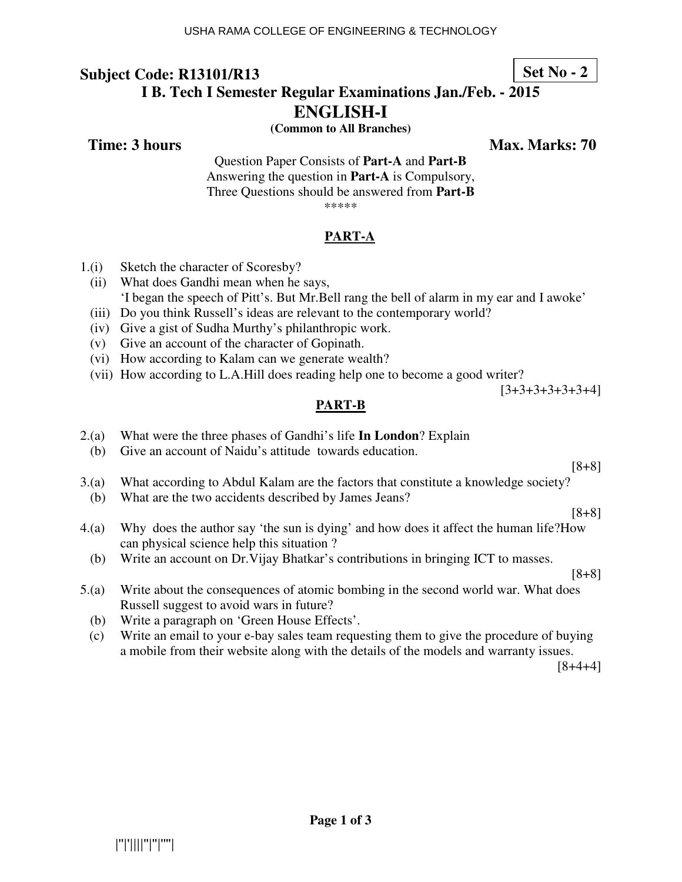**Subject Code: R13101/R13**

**Set No - 2**

**I B. Tech I Semester Regular Examinations Jan./Feb. - 2015**

# ENGLISH-I

**(Common to All Branches)**

**Time: 3 hours** **Max. Marks: 70**

Question Paper Consists of **Part-A** and **Part-B**
Answering the question in **Part-A** is Compulsory,
Three Questions should be answered from **Part-B**

\*\*\*\*\*

## PART-A

1.(i) Sketch the character of Scoresby?

(ii) What does Gandhi mean when he says,
'I began the speech of Pitt's. But Mr.Bell rang the bell of alarm in my ear and I awoke'

(iii) Do you think Russell's ideas are relevant to the contemporary world?

(iv) Give a gist of Sudha Murthy's philanthropic work.

(v) Give an account of the character of Gopinath.

(vi) How according to Kalam can we generate wealth?

(vii) How according to L.A.Hill does reading help one to become a good writer?

[3+3+3+3+3+3+4]

## PART-B

2.(a) What were the three phases of Gandhi's life **In London**? Explain

(b) Give an account of Naidu's attitude towards education.

[8+8]

3.(a) What according to Abdul Kalam are the factors that constitute a knowledge society?

(b) What are the two accidents described by James Jeans?

[8+8]

4.(a) Why does the author say 'the sun is dying' and how does it affect the human life?How can physical science help this situation ?

(b) Write an account on Dr.Vijay Bhatkar's contributions in bringing ICT to masses.

[8+8]

5.(a) Write about the consequences of atomic bombing in the second world war. What does Russell suggest to avoid wars in future?

(b) Write a paragraph on 'Green House Effects'.

(c) Write an email to your e-bay sales team requesting them to give the procedure of buying a mobile from their website along with the details of the models and warranty issues.

[8+4+4]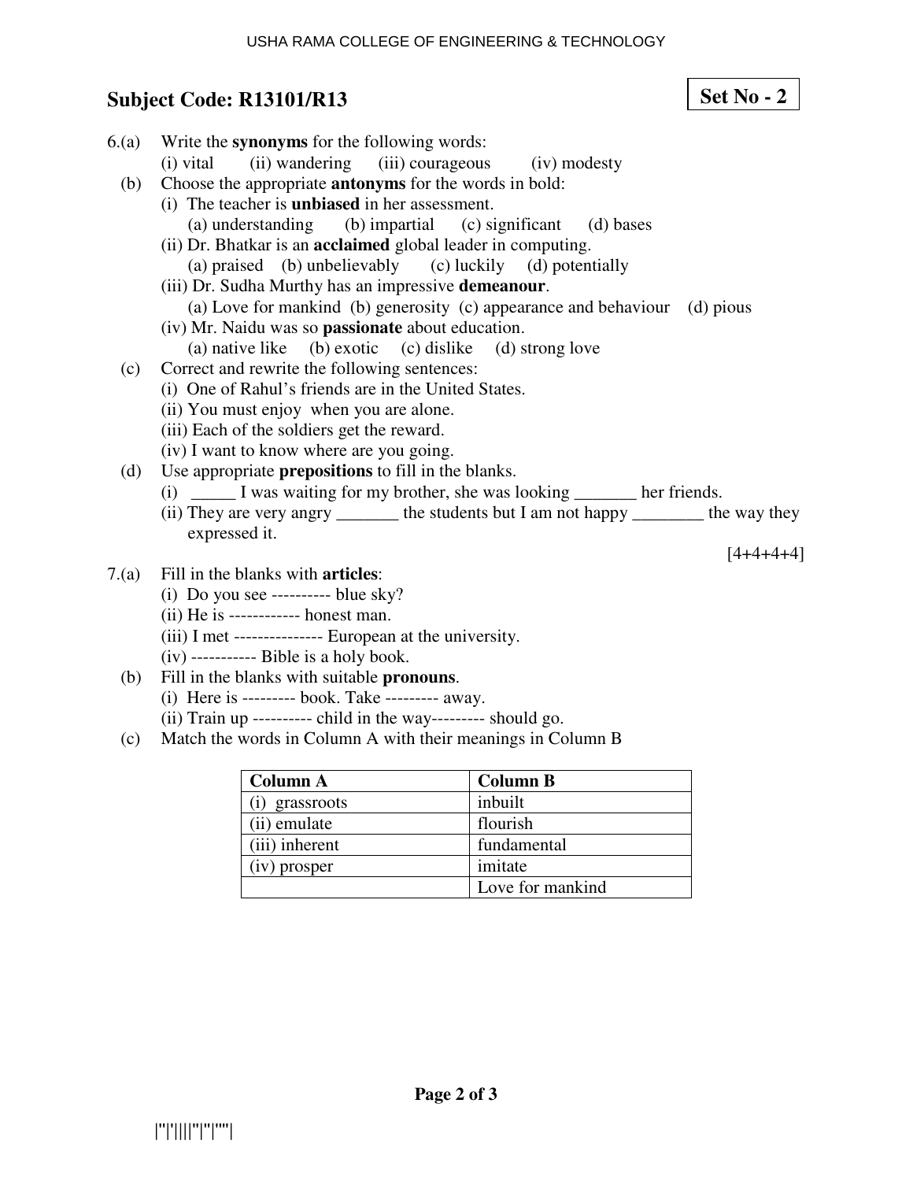**Subject Code: R13101/R13**

**Set No - 2**

6.(a) Write the **synonyms** for the following words:
(i) vital (ii) wandering (iii) courageous (iv) modesty

(b) Choose the appropriate **antonyms** for the words in bold:
(i) The teacher is **unbiased** in her assessment.
(a) understanding (b) impartial (c) significant (d) bases
(ii) Dr. Bhatkar is an **acclaimed** global leader in computing.
(a) praised (b) unbelievably (c) luckily (d) potentially
(iii) Dr. Sudha Murthy has an impressive **demeanour**.
(a) Love for mankind (b) generosity (c) appearance and behaviour (d) pious
(iv) Mr. Naidu was so **passionate** about education.
(a) native like (b) exotic (c) dislike (d) strong love

(c) Correct and rewrite the following sentences:
(i) One of Rahul's friends are in the United States.
(ii) You must enjoy when you are alone.
(iii) Each of the soldiers get the reward.
(iv) I want to know where are you going.

(d) Use appropriate **prepositions** to fill in the blanks.
(i) _____ I was waiting for my brother, she was looking _______ her friends.
(ii) They are very angry _______ the students but I am not happy ________ the way they expressed it.

[4+4+4+4]

7.(a) Fill in the blanks with **articles**:
(i) Do you see ---------- blue sky?
(ii) He is ------------ honest man.
(iii) I met --------------- European at the university.
(iv) ----------- Bible is a holy book.

(b) Fill in the blanks with suitable **pronouns**.
(i) Here is --------- book. Take --------- away.
(ii) Train up ---------- child in the way--------- should go.

(c) Match the words in Column A with their meanings in Column B

| Column A | Column B |
|---|---|
| (i) grassroots | inbuilt |
| (ii) emulate | flourish |
| (iii) inherent | fundamental |
| (iv) prosper | imitate |
| | Love for mankind |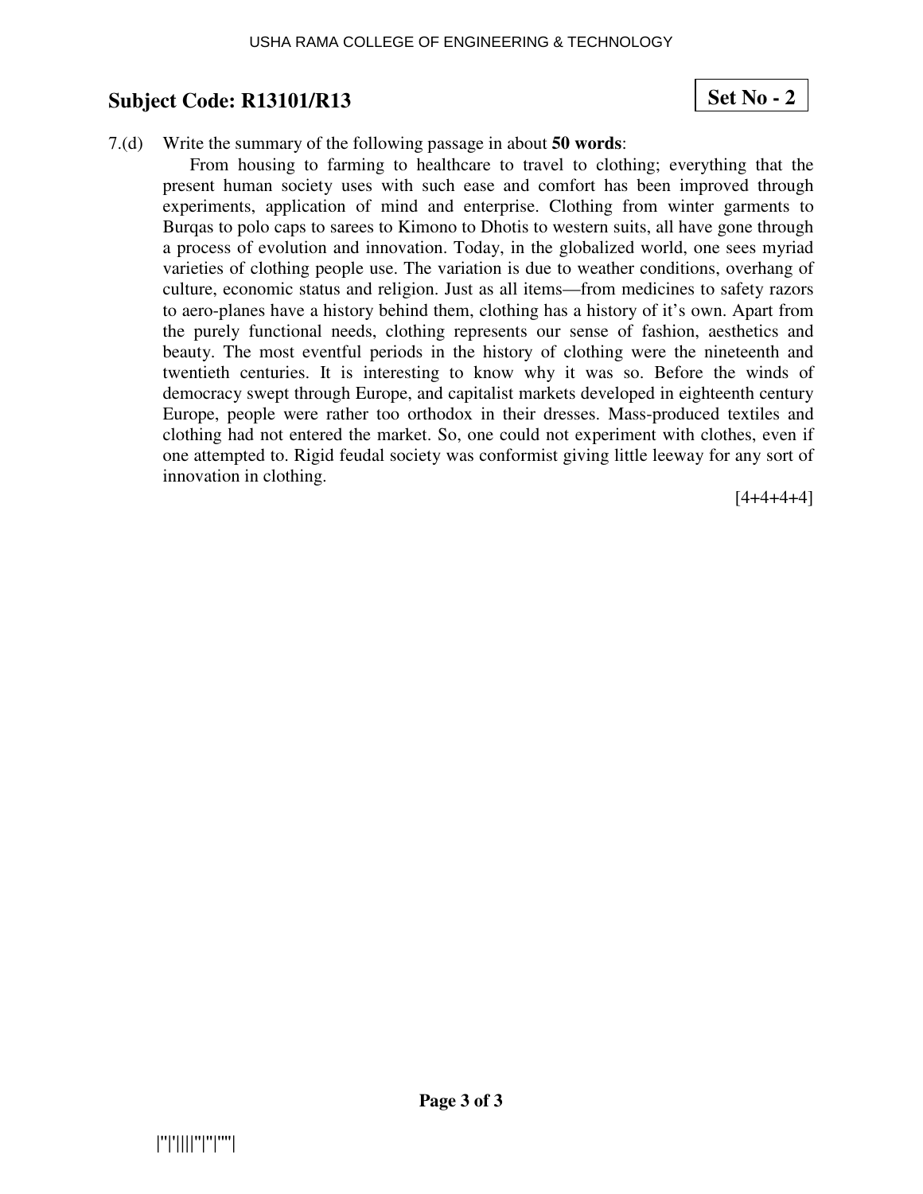**Subject Code: R13101/R13**

**Set No - 2**

7.(d) Write the summary of the following passage in about **50 words**:

From housing to farming to healthcare to travel to clothing; everything that the present human society uses with such ease and comfort has been improved through experiments, application of mind and enterprise. Clothing from winter garments to Burqas to polo caps to sarees to Kimono to Dhotis to western suits, all have gone through a process of evolution and innovation. Today, in the globalized world, one sees myriad varieties of clothing people use. The variation is due to weather conditions, overhang of culture, economic status and religion. Just as all items—from medicines to safety razors to aero-planes have a history behind them, clothing has a history of it's own. Apart from the purely functional needs, clothing represents our sense of fashion, aesthetics and beauty. The most eventful periods in the history of clothing were the nineteenth and twentieth centuries. It is interesting to know why it was so. Before the winds of democracy swept through Europe, and capitalist markets developed in eighteenth century Europe, people were rather too orthodox in their dresses. Mass-produced textiles and clothing had not entered the market. So, one could not experiment with clothes, even if one attempted to. Rigid feudal society was conformist giving little leeway for any sort of innovation in clothing.

[4+4+4+4]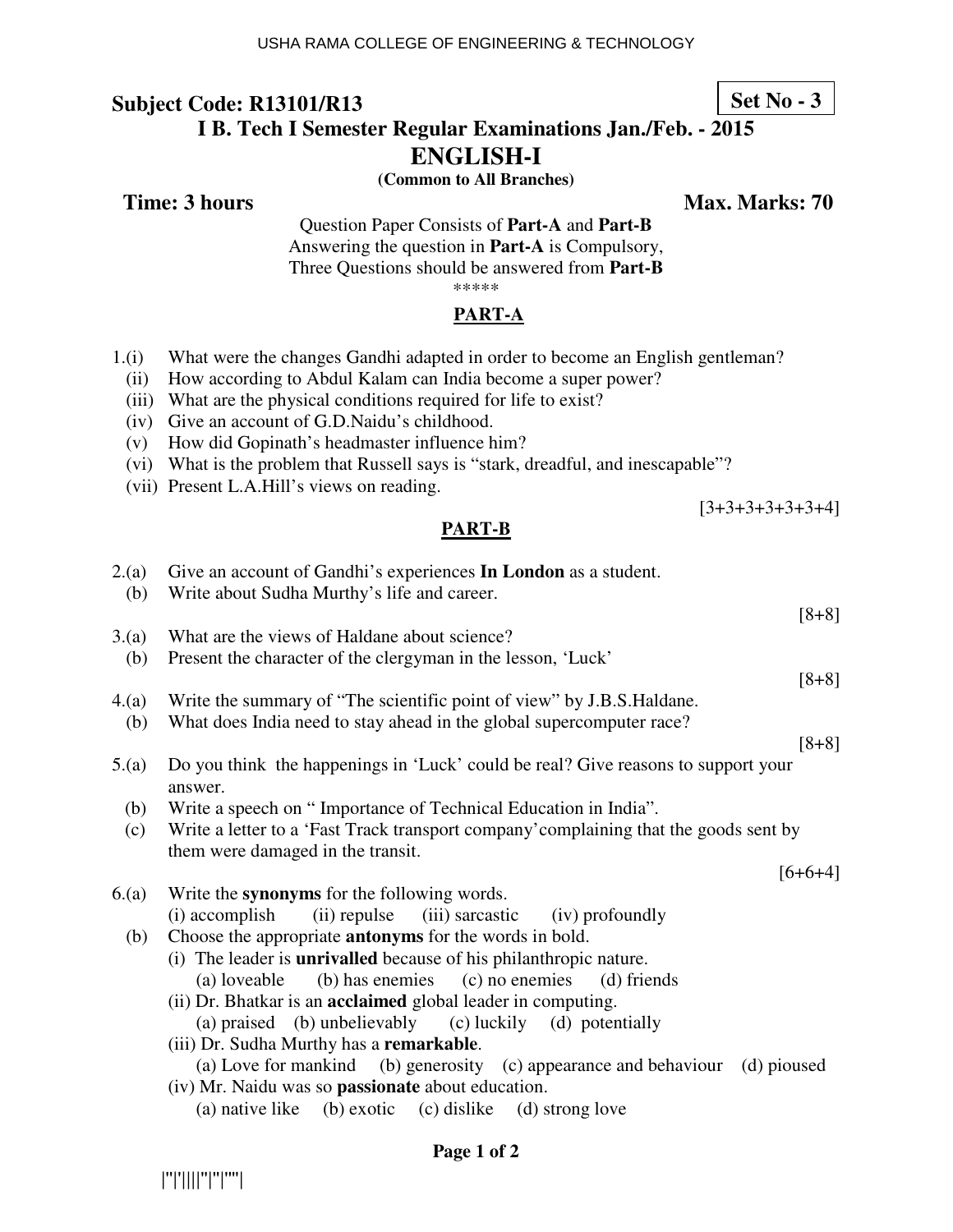**Subject Code: R13101/R13** **Set No - 3**

**I B. Tech I Semester Regular Examinations Jan./Feb. - 2015**

# ENGLISH-I

**(Common to All Branches)**

**Time: 3 hours** **Max. Marks: 70**

Question Paper Consists of **Part-A** and **Part-B**
Answering the question in **Part-A** is Compulsory,
Three Questions should be answered from **Part-B**

\*\*\*\*\*

## PART-A

1.(i) What were the changes Gandhi adapted in order to become an English gentleman?
(ii) How according to Abdul Kalam can India become a super power?
(iii) What are the physical conditions required for life to exist?
(iv) Give an account of G.D.Naidu's childhood.
(v) How did Gopinath's headmaster influence him?
(vi) What is the problem that Russell says is "stark, dreadful, and inescapable"?
(vii) Present L.A.Hill's views on reading.

[3+3+3+3+3+3+4]

## PART-B

2.(a) Give an account of Gandhi's experiences **In London** as a student.
(b) Write about Sudha Murthy's life and career.

[8+8]

3.(a) What are the views of Haldane about science?
(b) Present the character of the clergyman in the lesson, 'Luck'

[8+8]

4.(a) Write the summary of "The scientific point of view" by J.B.S.Haldane.
(b) What does India need to stay ahead in the global supercomputer race?

[8+8]

5.(a) Do you think the happenings in 'Luck' could be real? Give reasons to support your answer.
(b) Write a speech on " Importance of Technical Education in India".
(c) Write a letter to a 'Fast Track transport company'complaining that the goods sent by them were damaged in the transit.

[6+6+4]

6.(a) Write the **synonyms** for the following words.
(i) accomplish (ii) repulse (iii) sarcastic (iv) profoundly
(b) Choose the appropriate **antonyms** for the words in bold.
(i) The leader is **unrivalled** because of his philanthropic nature.
(a) loveable (b) has enemies (c) no enemies (d) friends
(ii) Dr. Bhatkar is an **acclaimed** global leader in computing.
(a) praised (b) unbelievably (c) luckily (d) potentially
(iii) Dr. Sudha Murthy has a **remarkable**.
(a) Love for mankind (b) generosity (c) appearance and behaviour (d) pioused
(iv) Mr. Naidu was so **passionate** about education.
(a) native like (b) exotic (c) dislike (d) strong love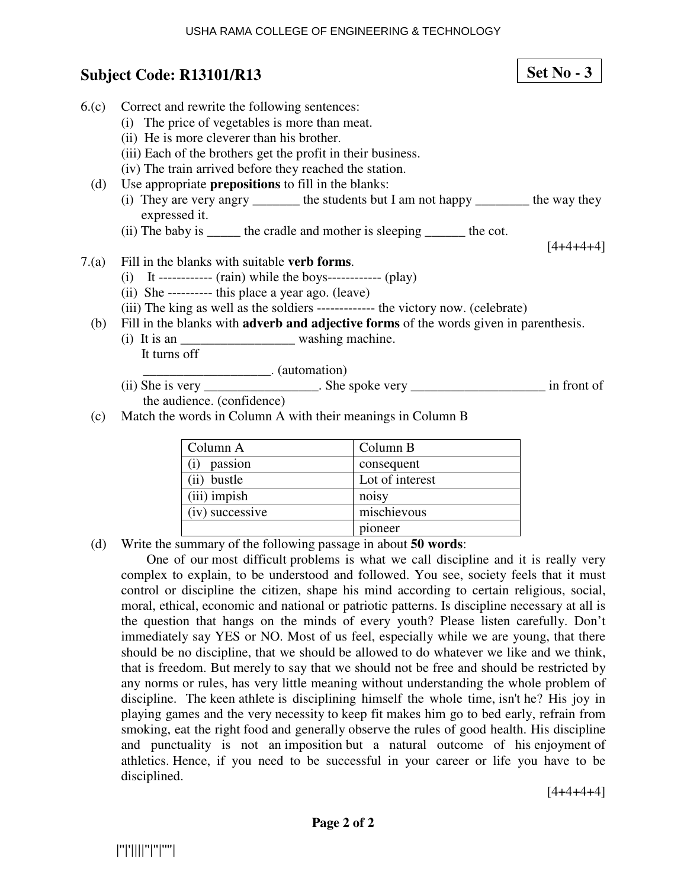## Subject Code: R13101/R13

**Set No - 3**

6.(c) Correct and rewrite the following sentences:

(i) The price of vegetables is more than meat.

(ii) He is more cleverer than his brother.

(iii) Each of the brothers get the profit in their business.

(iv) The train arrived before they reached the station.

(d) Use appropriate **prepositions** to fill in the blanks:

(i) They are very angry _______ the students but I am not happy ________ the way they expressed it.

(ii) The baby is _____ the cradle and mother is sleeping ______ the cot.

[4+4+4+4]

7.(a) Fill in the blanks with suitable **verb forms**.

(i) It ------------ (rain) while the boys------------ (play)

(ii) She ---------- this place a year ago. (leave)

(iii) The king as well as the soldiers ------------- the victory now. (celebrate)

(b) Fill in the blanks with **adverb and adjective forms** of the words given in parenthesis.

(i) It is an _________________ washing machine. It turns off ___________________. (automation)

(ii) She is very _________________. She spoke very ____________________ in front of the audience. (confidence)

(c) Match the words in Column A with their meanings in Column B

| Column A | Column B |
|---|---|
| (i) passion | consequent |
| (ii) bustle | Lot of interest |
| (iii) impish | noisy |
| (iv) successive | mischievous |
| | pioneer |

(d) Write the summary of the following passage in about **50 words**:

One of our most difficult problems is what we call discipline and it is really very complex to explain, to be understood and followed. You see, society feels that it must control or discipline the citizen, shape his mind according to certain religious, social, moral, ethical, economic and national or patriotic patterns. Is discipline necessary at all is the question that hangs on the minds of every youth? Please listen carefully. Don't immediately say YES or NO. Most of us feel, especially while we are young, that there should be no discipline, that we should be allowed to do whatever we like and we think, that is freedom. But merely to say that we should not be free and should be restricted by any norms or rules, has very little meaning without understanding the whole problem of discipline. The keen athlete is disciplining himself the whole time, isn't he? His joy in playing games and the very necessity to keep fit makes him go to bed early, refrain from smoking, eat the right food and generally observe the rules of good health. His discipline and punctuality is not an imposition but a natural outcome of his enjoyment of athletics. Hence, if you need to be successful in your career or life you have to be disciplined.

[4+4+4+4]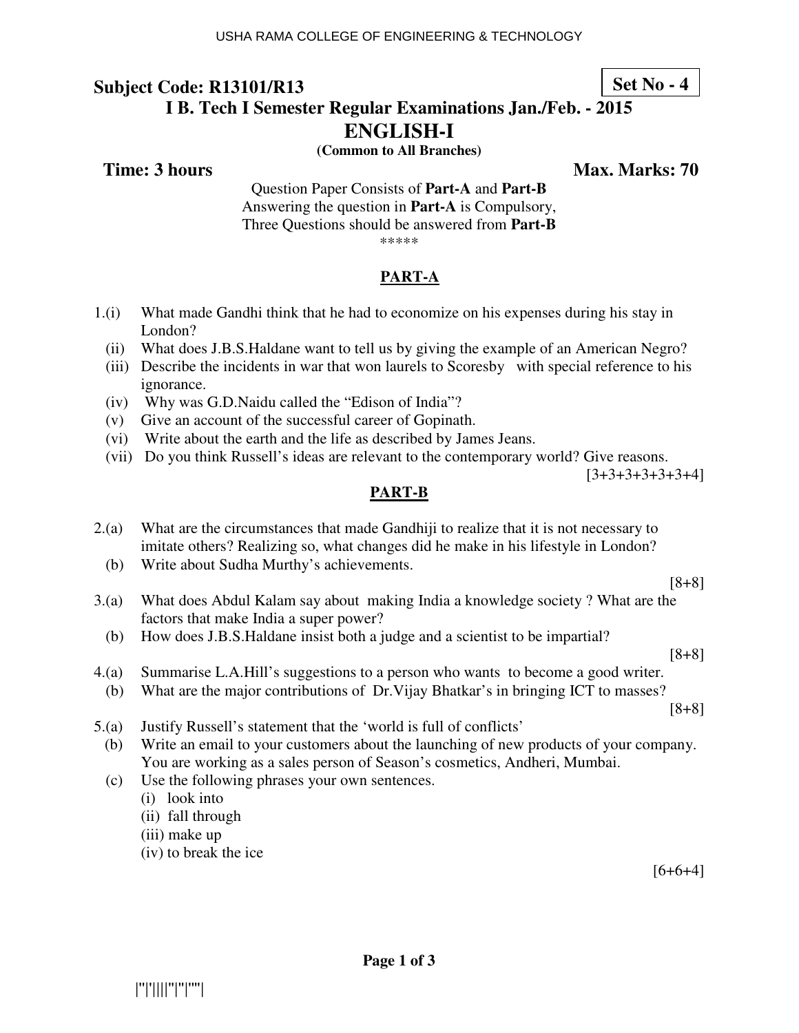**Subject Code: R13101/R13** **Set No - 4**

## I B. Tech I Semester Regular Examinations Jan./Feb. - 2015

# ENGLISH-I

**(Common to All Branches)**

**Time: 3 hours** **Max. Marks: 70**

Question Paper Consists of **Part-A** and **Part-B**
Answering the question in **Part-A** is Compulsory,
Three Questions should be answered from **Part-B**

*****

## PART-A

1.(i) What made Gandhi think that he had to economize on his expenses during his stay in London?

(ii) What does J.B.S.Haldane want to tell us by giving the example of an American Negro?

(iii) Describe the incidents in war that won laurels to Scoresby with special reference to his ignorance.

(iv) Why was G.D.Naidu called the "Edison of India"?

(v) Give an account of the successful career of Gopinath.

(vi) Write about the earth and the life as described by James Jeans.

(vii) Do you think Russell's ideas are relevant to the contemporary world? Give reasons.

[3+3+3+3+3+3+4]

## PART-B

2.(a) What are the circumstances that made Gandhiji to realize that it is not necessary to imitate others? Realizing so, what changes did he make in his lifestyle in London?

(b) Write about Sudha Murthy's achievements.

[8+8]

3.(a) What does Abdul Kalam say about making India a knowledge society ? What are the factors that make India a super power?

(b) How does J.B.S.Haldane insist both a judge and a scientist to be impartial?

[8+8]

4.(a) Summarise L.A.Hill's suggestions to a person who wants to become a good writer.

(b) What are the major contributions of Dr.Vijay Bhatkar's in bringing ICT to masses?

[8+8]

5.(a) Justify Russell's statement that the 'world is full of conflicts'

(b) Write an email to your customers about the launching of new products of your company. You are working as a sales person of Season's cosmetics, Andheri, Mumbai.

(c) Use the following phrases your own sentences.

(i) look into
(ii) fall through
(iii) make up
(iv) to break the ice

[6+6+4]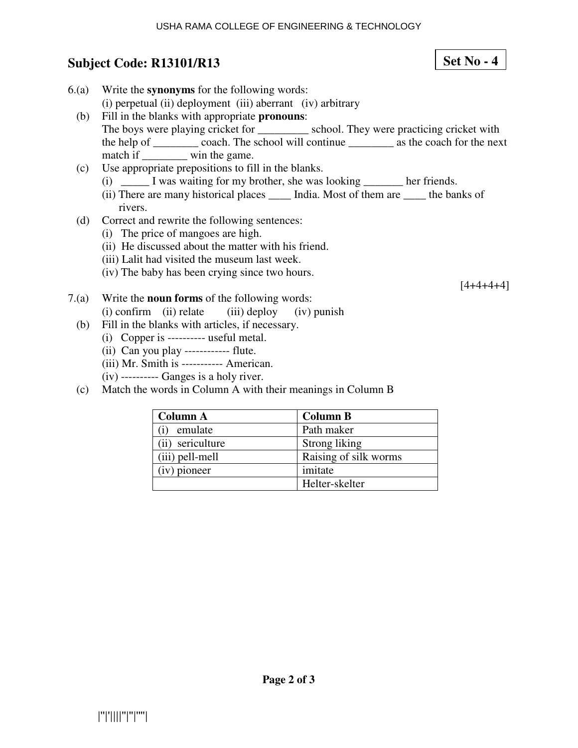## Subject Code: R13101/R13

**Set No - 4**

6.(a) Write the **synonyms** for the following words:
(i) perpetual (ii) deployment (iii) aberrant (iv) arbitrary

(b) Fill in the blanks with appropriate **pronouns**:
The boys were playing cricket for _________ school. They were practicing cricket with the help of ________ coach. The school will continue ________ as the coach for the next match if ________ win the game.

(c) Use appropriate prepositions to fill in the blanks.
(i) _____ I was waiting for my brother, she was looking _______ her friends.
(ii) There are many historical places ____ India. Most of them are ____ the banks of rivers.

(d) Correct and rewrite the following sentences:
(i) The price of mangoes are high.
(ii) He discussed about the matter with his friend.
(iii) Lalit had visited the museum last week.
(iv) The baby has been crying since two hours.

[4+4+4+4]

7.(a) Write the **noun forms** of the following words:
(i) confirm (ii) relate (iii) deploy (iv) punish

(b) Fill in the blanks with articles, if necessary.
(i) Copper is ---------- useful metal.
(ii) Can you play ------------ flute.
(iii) Mr. Smith is ----------- American.
(iv) ---------- Ganges is a holy river.

(c) Match the words in Column A with their meanings in Column B

| **Column A** | **Column B** |
|---|---|
| (i) emulate | Path maker |
| (ii) sericulture | Strong liking |
| (iii) pell-mell | Raising of silk worms |
| (iv) pioneer | imitate |
| | Helter-skelter |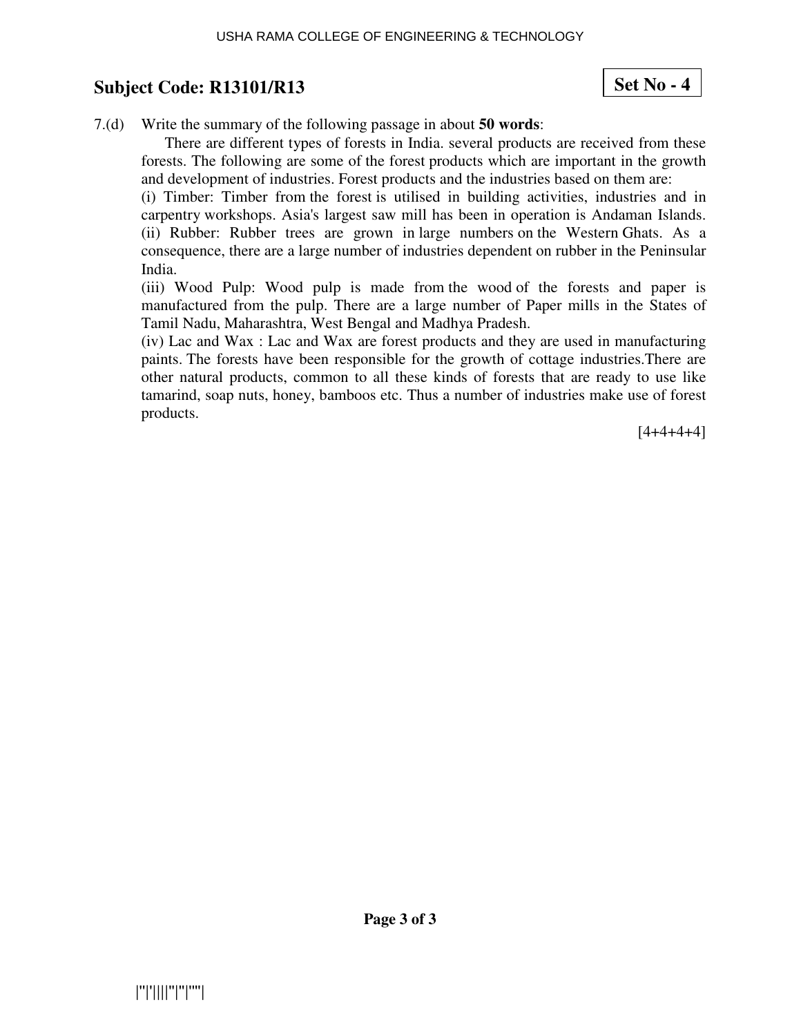## Subject Code: R13101/R13

**Set No - 4**

7.(d) Write the summary of the following passage in about **50 words**:

There are different types of forests in India. several products are received from these forests. The following are some of the forest products which are important in the growth and development of industries. Forest products and the industries based on them are:

(i) Timber: Timber from the forest is utilised in building activities, industries and in carpentry workshops. Asia's largest saw mill has been in operation is Andaman Islands.

(ii) Rubber: Rubber trees are grown in large numbers on the Western Ghats. As a consequence, there are a large number of industries dependent on rubber in the Peninsular India.

(iii) Wood Pulp: Wood pulp is made from the wood of the forests and paper is manufactured from the pulp. There are a large number of Paper mills in the States of Tamil Nadu, Maharashtra, West Bengal and Madhya Pradesh.

(iv) Lac and Wax : Lac and Wax are forest products and they are used in manufacturing paints. The forests have been responsible for the growth of cottage industries.There are other natural products, common to all these kinds of forests that are ready to use like tamarind, soap nuts, honey, bamboos etc. Thus a number of industries make use of forest products.

[4+4+4+4]